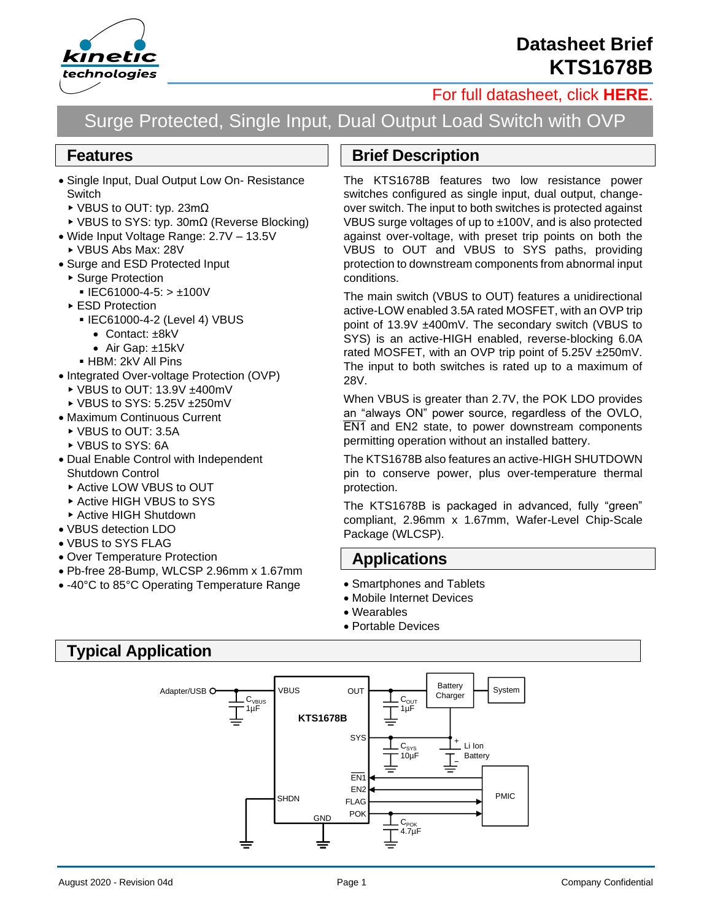# Datasheet Brief KTS1678B

For full datasheet, click **HERE**.

## Surge Protected, Single Input, Dual Output Load Switch with OVP

## Features

- Single Input, Dual Output Low On- Resistance Switch
  - VBUS to OUT: typ. 23mΩ
  - VBUS to SYS: typ. 30mΩ (Reverse Blocking)
- Wide Input Voltage Range: 2.7V – 13.5V
  - VBUS Abs Max: 28V
- Surge and ESD Protected Input
  - Surge Protection
    - IEC61000-4-5: > ±100V
  - ESD Protection
    - IEC61000-4-2 (Level 4) VBUS
      - Contact: ±8kV
      - Air Gap: ±15kV
    - HBM: 2kV All Pins
- Integrated Over-voltage Protection (OVP)
  - VBUS to OUT: 13.9V ±400mV
  - VBUS to SYS: 5.25V ±250mV
- Maximum Continuous Current
  - VBUS to OUT: 3.5A
  - VBUS to SYS: 6A
- Dual Enable Control with Independent Shutdown Control
  - Active LOW VBUS to OUT
  - Active HIGH VBUS to SYS
  - Active HIGH Shutdown
- VBUS detection LDO
- VBUS to SYS FLAG
- Over Temperature Protection
- Pb-free 28-Bump, WLCSP 2.96mm x 1.67mm
- -40°C to 85°C Operating Temperature Range

## Brief Description

The KTS1678B features two low resistance power switches configured as single input, dual output, change-over switch. The input to both switches is protected against VBUS surge voltages of up to ±100V, and is also protected against over-voltage, with preset trip points on both the VBUS to OUT and VBUS to SYS paths, providing protection to downstream components from abnormal input conditions.

The main switch (VBUS to OUT) features a unidirectional active-LOW enabled 3.5A rated MOSFET, with an OVP trip point of 13.9V ±400mV. The secondary switch (VBUS to SYS) is an active-HIGH enabled, reverse-blocking 6.0A rated MOSFET, with an OVP trip point of 5.25V ±250mV. The input to both switches is rated up to a maximum of 28V.

When VBUS is greater than 2.7V, the POK LDO provides an “always ON” power source, regardless of the OVLO, $\overline{\text{EN1}}$ and EN2 state, to power downstream components permitting operation without an installed battery.

The KTS1678B also features an active-HIGH SHUTDOWN pin to conserve power, plus over-temperature thermal protection.

The KTS1678B is packaged in advanced, fully “green” compliant, 2.96mm x 1.67mm, Wafer-Level Chip-Scale Package (WLCSP).

## Applications

- Smartphones and Tablets
- Mobile Internet Devices
- Wearables
- Portable Devices

## Typical Application

Adapter/USB — VBUS ($C_{VBUS}$ 1µF); KTS1678B; OUT ($C_{OUT}$ 1µF) → Battery Charger → System; SYS ($C_{SYS}$ 10µF) — Li Ion Battery; $\overline{\text{EN1}}$, EN2, FLAG, POK ($C_{POK}$ 4.7µF) — PMIC; SHDN; GND

August 2020 - Revision 04d — Company Confidential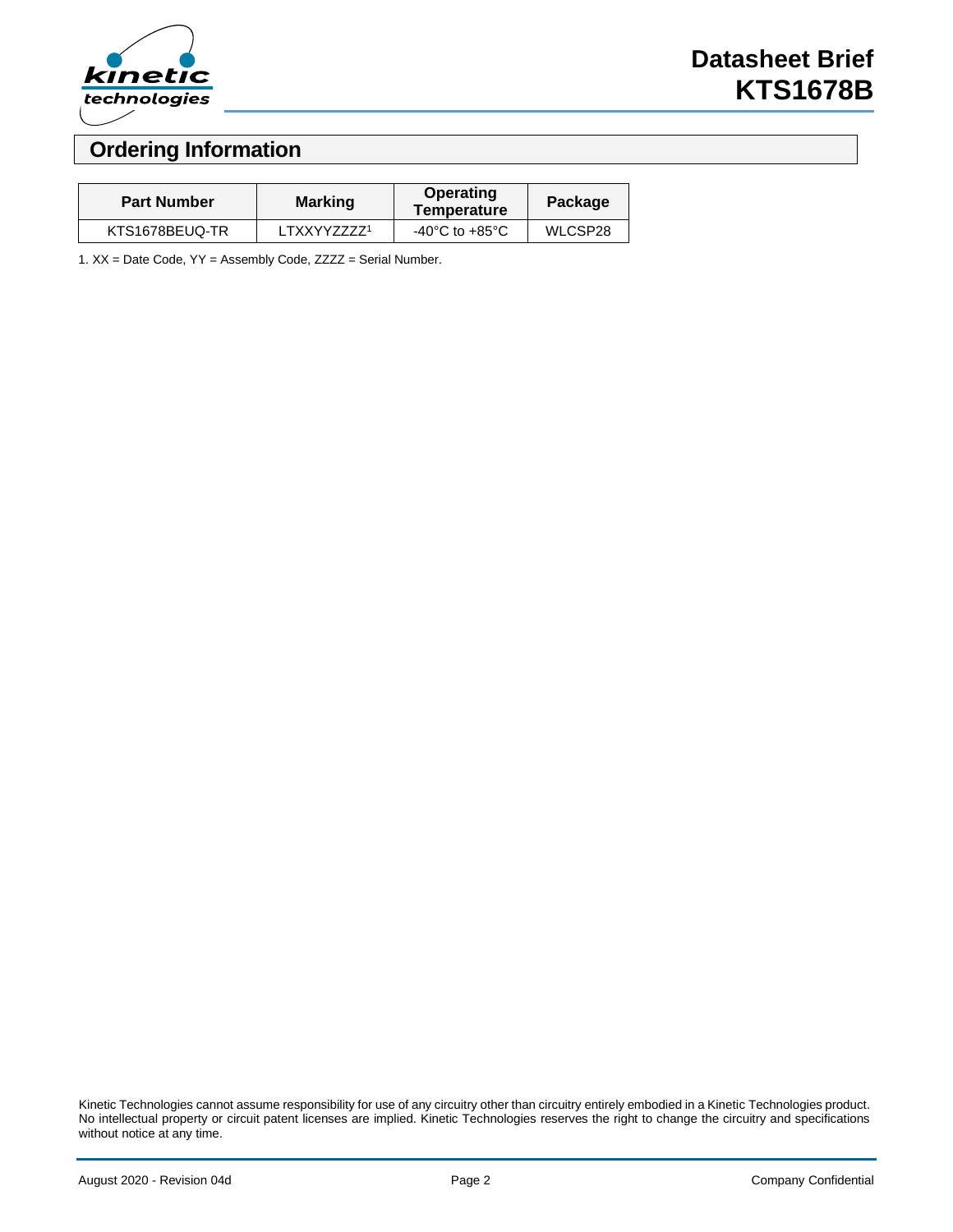## Ordering Information

| Part Number | Marking | Operating Temperature | Package |
|---|---|---|---|
| KTS1678BEUQ-TR | LTXXYYZZZZ[1] | -40°C to +85°C | WLCSP28 |

1. XX = Date Code, YY = Assembly Code, ZZZZ = Serial Number.

Kinetic Technologies cannot assume responsibility for use of any circuitry other than circuitry entirely embodied in a Kinetic Technologies product. No intellectual property or circuit patent licenses are implied. Kinetic Technologies reserves the right to change the circuitry and specifications without notice at any time.